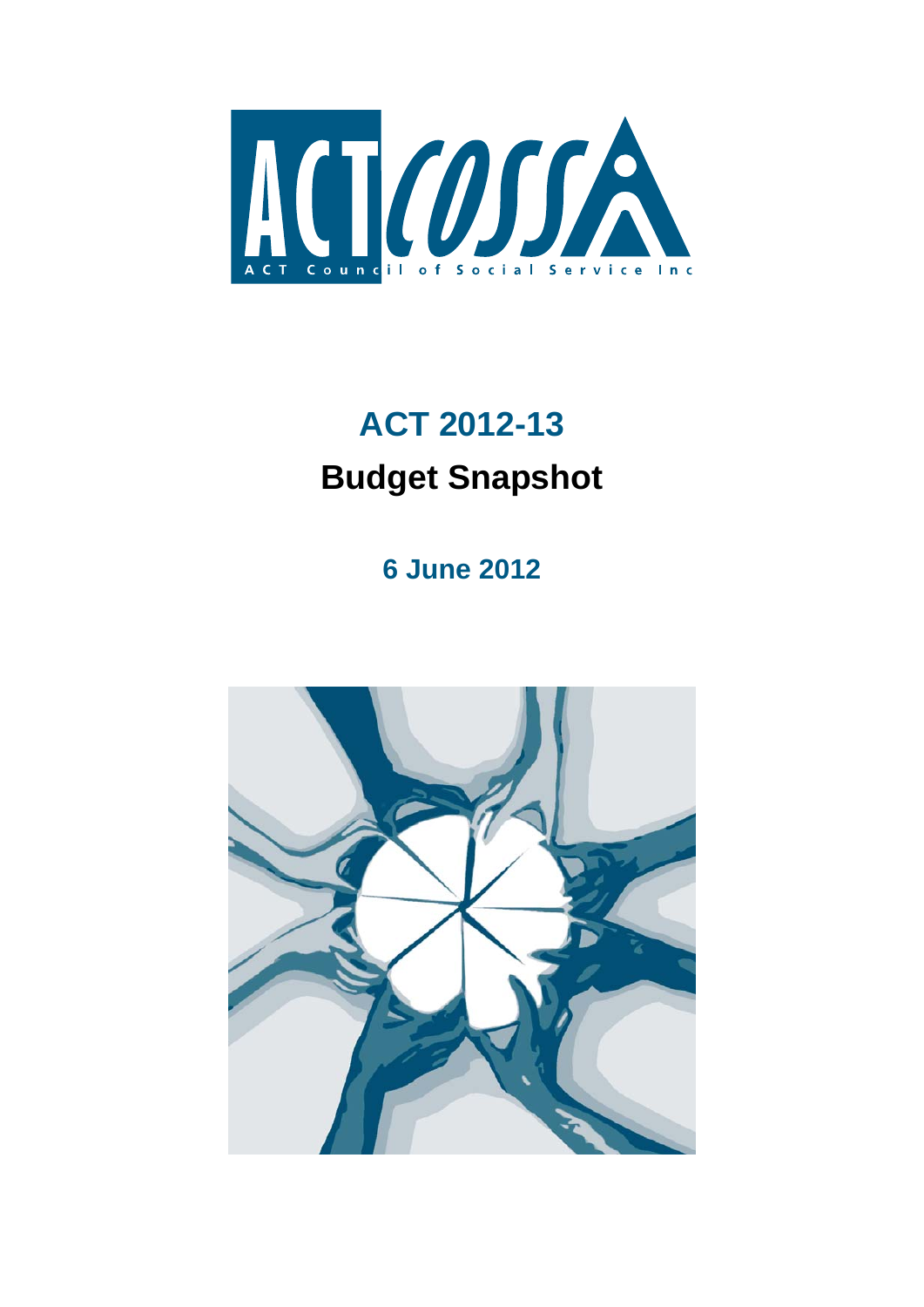ACTCOSS

ACT Council of Social Service Inc

# ACT 2012-13

# Budget Snapshot

**6 June 2012**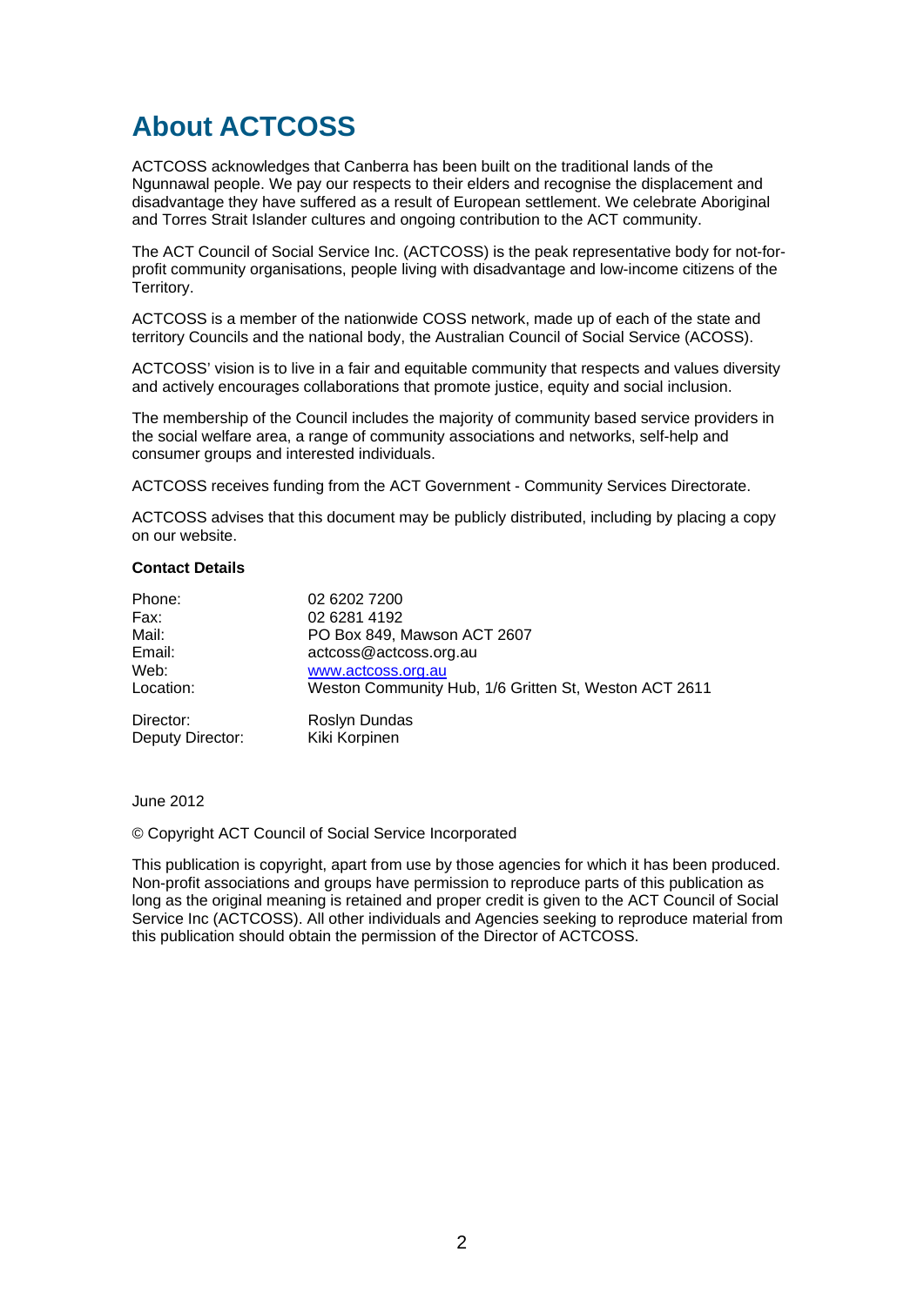# About ACTCOSS

ACTCOSS acknowledges that Canberra has been built on the traditional lands of the Ngunnawal people. We pay our respects to their elders and recognise the displacement and disadvantage they have suffered as a result of European settlement. We celebrate Aboriginal and Torres Strait Islander cultures and ongoing contribution to the ACT community.

The ACT Council of Social Service Inc. (ACTCOSS) is the peak representative body for not-for-profit community organisations, people living with disadvantage and low-income citizens of the Territory.

ACTCOSS is a member of the nationwide COSS network, made up of each of the state and territory Councils and the national body, the Australian Council of Social Service (ACOSS).

ACTCOSS' vision is to live in a fair and equitable community that respects and values diversity and actively encourages collaborations that promote justice, equity and social inclusion.

The membership of the Council includes the majority of community based service providers in the social welfare area, a range of community associations and networks, self-help and consumer groups and interested individuals.

ACTCOSS receives funding from the ACT Government - Community Services Directorate.

ACTCOSS advises that this document may be publicly distributed, including by placing a copy on our website.

**Contact Details**

| | |
|---|---|
| Phone: | 02 6202 7200 |
| Fax: | 02 6281 4192 |
| Mail: | PO Box 849, Mawson ACT 2607 |
| Email: | actcoss@actcoss.org.au |
| Web: | www.actcoss.org.au |
| Location: | Weston Community Hub, 1/6 Gritten St, Weston ACT 2611 |
| Director: | Roslyn Dundas |
| Deputy Director: | Kiki Korpinen |

June 2012

© Copyright ACT Council of Social Service Incorporated

This publication is copyright, apart from use by those agencies for which it has been produced. Non-profit associations and groups have permission to reproduce parts of this publication as long as the original meaning is retained and proper credit is given to the ACT Council of Social Service Inc (ACTCOSS). All other individuals and Agencies seeking to reproduce material from this publication should obtain the permission of the Director of ACTCOSS.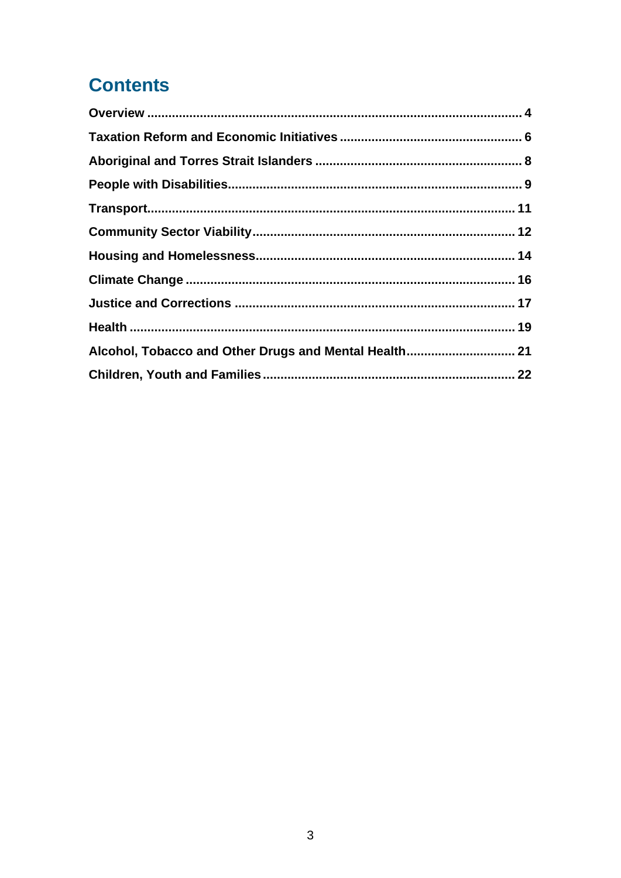# Contents

**Overview** ... 4

**Taxation Reform and Economic Initiatives** ... 6

**Aboriginal and Torres Strait Islanders** ... 8

**People with Disabilities** ... 9

**Transport** ... 11

**Community Sector Viability** ... 12

**Housing and Homelessness** ... 14

**Climate Change** ... 16

**Justice and Corrections** ... 17

**Health** ... 19

**Alcohol, Tobacco and Other Drugs and Mental Health** ... 21

**Children, Youth and Families** ... 22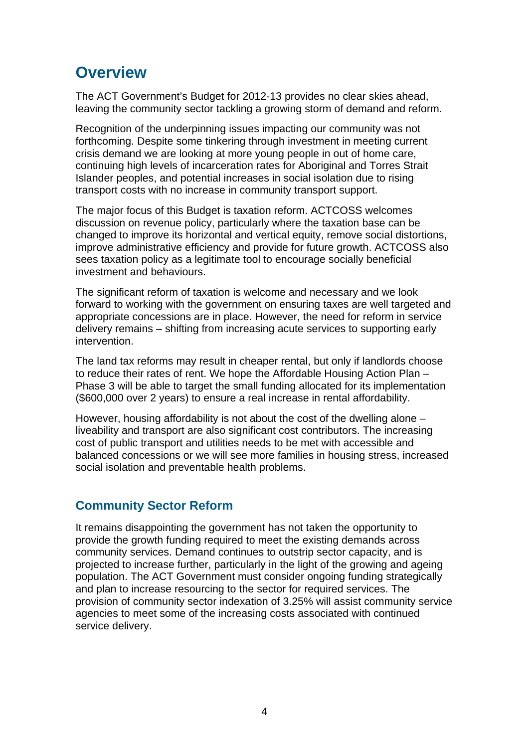# Overview

The ACT Government's Budget for 2012-13 provides no clear skies ahead, leaving the community sector tackling a growing storm of demand and reform.

Recognition of the underpinning issues impacting our community was not forthcoming. Despite some tinkering through investment in meeting current crisis demand we are looking at more young people in out of home care, continuing high levels of incarceration rates for Aboriginal and Torres Strait Islander peoples, and potential increases in social isolation due to rising transport costs with no increase in community transport support.

The major focus of this Budget is taxation reform. ACTCOSS welcomes discussion on revenue policy, particularly where the taxation base can be changed to improve its horizontal and vertical equity, remove social distortions, improve administrative efficiency and provide for future growth. ACTCOSS also sees taxation policy as a legitimate tool to encourage socially beneficial investment and behaviours.

The significant reform of taxation is welcome and necessary and we look forward to working with the government on ensuring taxes are well targeted and appropriate concessions are in place. However, the need for reform in service delivery remains – shifting from increasing acute services to supporting early intervention.

The land tax reforms may result in cheaper rental, but only if landlords choose to reduce their rates of rent. We hope the Affordable Housing Action Plan – Phase 3 will be able to target the small funding allocated for its implementation ($600,000 over 2 years) to ensure a real increase in rental affordability.

However, housing affordability is not about the cost of the dwelling alone – liveability and transport are also significant cost contributors. The increasing cost of public transport and utilities needs to be met with accessible and balanced concessions or we will see more families in housing stress, increased social isolation and preventable health problems.

## Community Sector Reform

It remains disappointing the government has not taken the opportunity to provide the growth funding required to meet the existing demands across community services. Demand continues to outstrip sector capacity, and is projected to increase further, particularly in the light of the growing and ageing population. The ACT Government must consider ongoing funding strategically and plan to increase resourcing to the sector for required services. The provision of community sector indexation of 3.25% will assist community service agencies to meet some of the increasing costs associated with continued service delivery.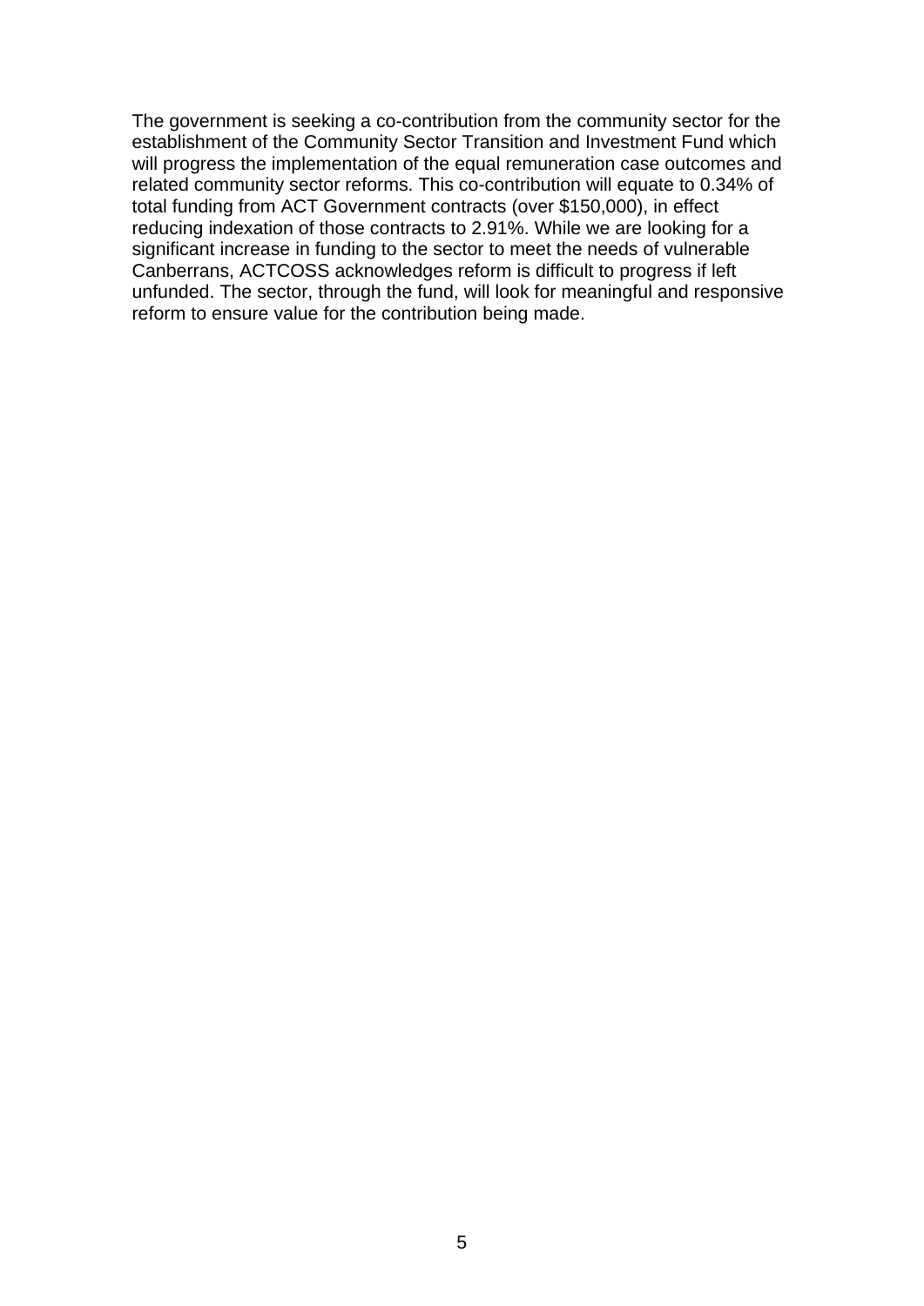The government is seeking a co-contribution from the community sector for the establishment of the Community Sector Transition and Investment Fund which will progress the implementation of the equal remuneration case outcomes and related community sector reforms. This co-contribution will equate to 0.34% of total funding from ACT Government contracts (over $150,000), in effect reducing indexation of those contracts to 2.91%. While we are looking for a significant increase in funding to the sector to meet the needs of vulnerable Canberrans, ACTCOSS acknowledges reform is difficult to progress if left unfunded. The sector, through the fund, will look for meaningful and responsive reform to ensure value for the contribution being made.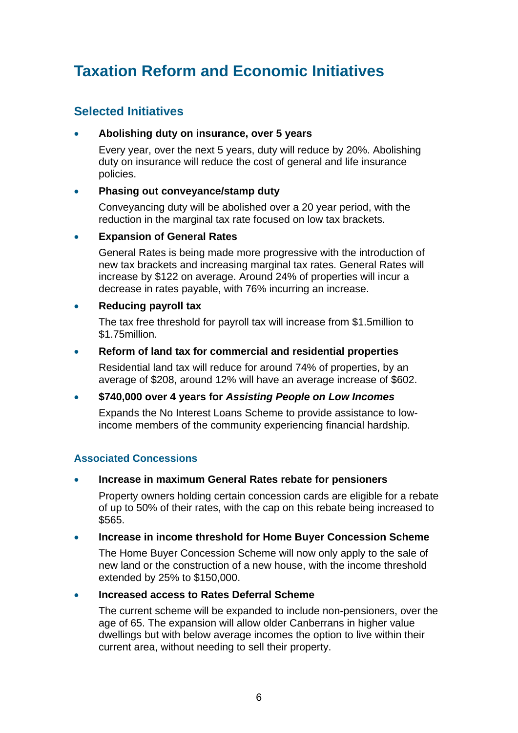# Taxation Reform and Economic Initiatives

## Selected Initiatives

- **Abolishing duty on insurance, over 5 years**

  Every year, over the next 5 years, duty will reduce by 20%. Abolishing duty on insurance will reduce the cost of general and life insurance policies.

- **Phasing out conveyance/stamp duty**

  Conveyancing duty will be abolished over a 20 year period, with the reduction in the marginal tax rate focused on low tax brackets.

- **Expansion of General Rates**

  General Rates is being made more progressive with the introduction of new tax brackets and increasing marginal tax rates. General Rates will increase by $122 on average. Around 24% of properties will incur a decrease in rates payable, with 76% incurring an increase.

- **Reducing payroll tax**

  The tax free threshold for payroll tax will increase from $1.5million to $1.75million.

- **Reform of land tax for commercial and residential properties**

  Residential land tax will reduce for around 74% of properties, by an average of $208, around 12% will have an average increase of $602.

- **$740,000 over 4 years for *Assisting People on Low Incomes***

  Expands the No Interest Loans Scheme to provide assistance to low-income members of the community experiencing financial hardship.

### Associated Concessions

- **Increase in maximum General Rates rebate for pensioners**

  Property owners holding certain concession cards are eligible for a rebate of up to 50% of their rates, with the cap on this rebate being increased to $565.

- **Increase in income threshold for Home Buyer Concession Scheme**

  The Home Buyer Concession Scheme will now only apply to the sale of new land or the construction of a new house, with the income threshold extended by 25% to $150,000.

- **Increased access to Rates Deferral Scheme**

  The current scheme will be expanded to include non-pensioners, over the age of 65. The expansion will allow older Canberrans in higher value dwellings but with below average incomes the option to live within their current area, without needing to sell their property.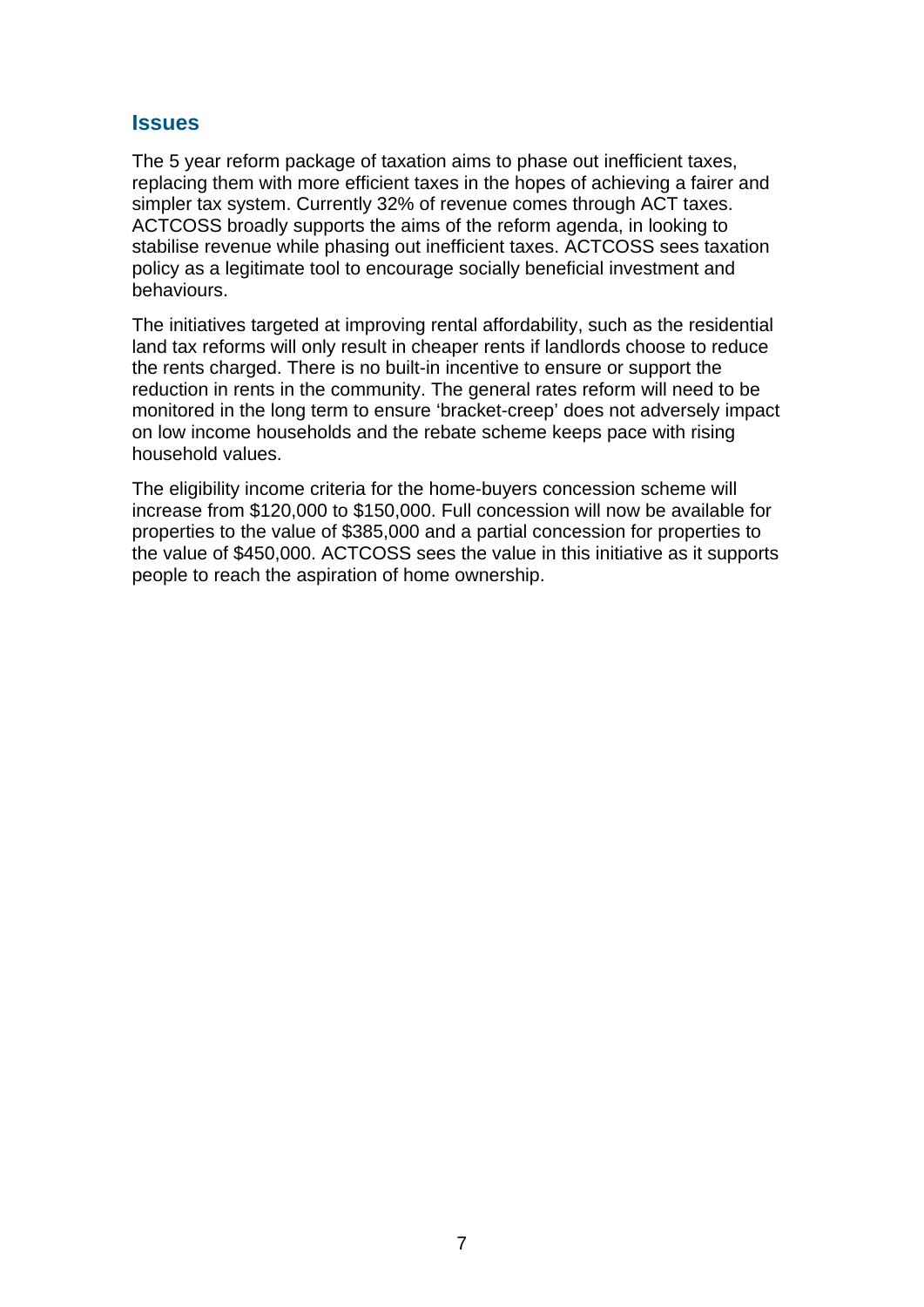## Issues

The 5 year reform package of taxation aims to phase out inefficient taxes, replacing them with more efficient taxes in the hopes of achieving a fairer and simpler tax system. Currently 32% of revenue comes through ACT taxes. ACTCOSS broadly supports the aims of the reform agenda, in looking to stabilise revenue while phasing out inefficient taxes. ACTCOSS sees taxation policy as a legitimate tool to encourage socially beneficial investment and behaviours.

The initiatives targeted at improving rental affordability, such as the residential land tax reforms will only result in cheaper rents if landlords choose to reduce the rents charged. There is no built-in incentive to ensure or support the reduction in rents in the community. The general rates reform will need to be monitored in the long term to ensure 'bracket-creep' does not adversely impact on low income households and the rebate scheme keeps pace with rising household values.

The eligibility income criteria for the home-buyers concession scheme will increase from $120,000 to $150,000. Full concession will now be available for properties to the value of $385,000 and a partial concession for properties to the value of $450,000. ACTCOSS sees the value in this initiative as it supports people to reach the aspiration of home ownership.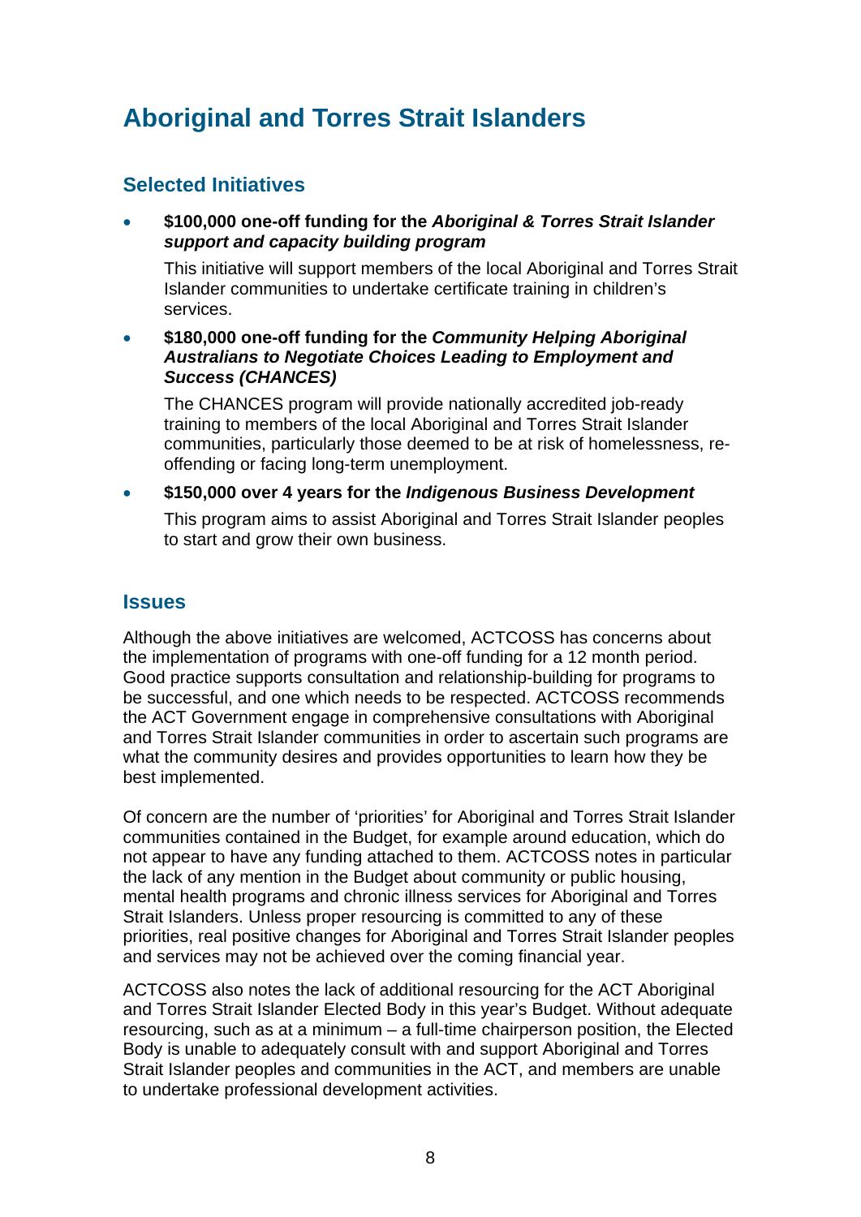# Aboriginal and Torres Strait Islanders

## Selected Initiatives

- **$100,000 one-off funding for the *Aboriginal & Torres Strait Islander support and capacity building program***

  This initiative will support members of the local Aboriginal and Torres Strait Islander communities to undertake certificate training in children's services.

- **$180,000 one-off funding for the *Community Helping Aboriginal Australians to Negotiate Choices Leading to Employment and Success (CHANCES)***

  The CHANCES program will provide nationally accredited job-ready training to members of the local Aboriginal and Torres Strait Islander communities, particularly those deemed to be at risk of homelessness, re-offending or facing long-term unemployment.

- **$150,000 over 4 years for the *Indigenous Business Development***

  This program aims to assist Aboriginal and Torres Strait Islander peoples to start and grow their own business.

## Issues

Although the above initiatives are welcomed, ACTCOSS has concerns about the implementation of programs with one-off funding for a 12 month period. Good practice supports consultation and relationship-building for programs to be successful, and one which needs to be respected. ACTCOSS recommends the ACT Government engage in comprehensive consultations with Aboriginal and Torres Strait Islander communities in order to ascertain such programs are what the community desires and provides opportunities to learn how they be best implemented.

Of concern are the number of 'priorities' for Aboriginal and Torres Strait Islander communities contained in the Budget, for example around education, which do not appear to have any funding attached to them. ACTCOSS notes in particular the lack of any mention in the Budget about community or public housing, mental health programs and chronic illness services for Aboriginal and Torres Strait Islanders. Unless proper resourcing is committed to any of these priorities, real positive changes for Aboriginal and Torres Strait Islander peoples and services may not be achieved over the coming financial year.

ACTCOSS also notes the lack of additional resourcing for the ACT Aboriginal and Torres Strait Islander Elected Body in this year's Budget. Without adequate resourcing, such as at a minimum – a full-time chairperson position, the Elected Body is unable to adequately consult with and support Aboriginal and Torres Strait Islander peoples and communities in the ACT, and members are unable to undertake professional development activities.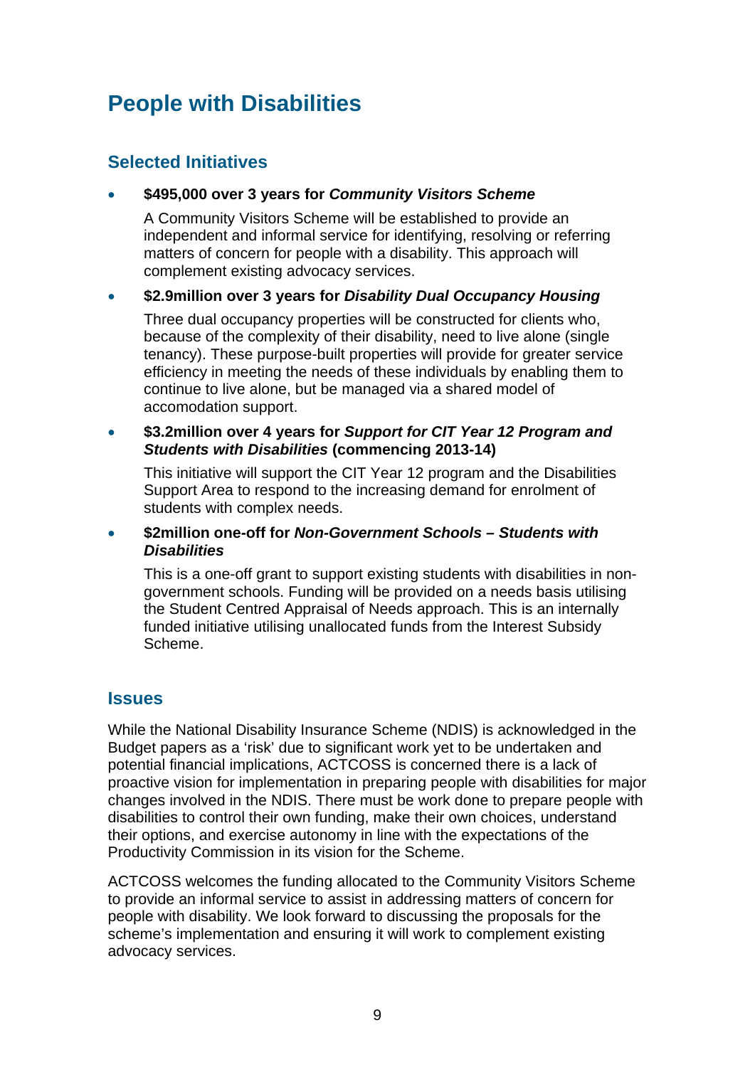# People with Disabilities

## Selected Initiatives

- **$495,000 over 3 years for *Community Visitors Scheme***

  A Community Visitors Scheme will be established to provide an independent and informal service for identifying, resolving or referring matters of concern for people with a disability. This approach will complement existing advocacy services.

- **$2.9million over 3 years for *Disability Dual Occupancy Housing***

  Three dual occupancy properties will be constructed for clients who, because of the complexity of their disability, need to live alone (single tenancy). These purpose-built properties will provide for greater service efficiency in meeting the needs of these individuals by enabling them to continue to live alone, but be managed via a shared model of accomodation support.

- **$3.2million over 4 years for *Support for CIT Year 12 Program and Students with Disabilities* (commencing 2013-14)**

  This initiative will support the CIT Year 12 program and the Disabilities Support Area to respond to the increasing demand for enrolment of students with complex needs.

- **$2million one-off for *Non-Government Schools – Students with Disabilities***

  This is a one-off grant to support existing students with disabilities in non-government schools. Funding will be provided on a needs basis utilising the Student Centred Appraisal of Needs approach. This is an internally funded initiative utilising unallocated funds from the Interest Subsidy Scheme.

## Issues

While the National Disability Insurance Scheme (NDIS) is acknowledged in the Budget papers as a 'risk' due to significant work yet to be undertaken and potential financial implications, ACTCOSS is concerned there is a lack of proactive vision for implementation in preparing people with disabilities for major changes involved in the NDIS. There must be work done to prepare people with disabilities to control their own funding, make their own choices, understand their options, and exercise autonomy in line with the expectations of the Productivity Commission in its vision for the Scheme.

ACTCOSS welcomes the funding allocated to the Community Visitors Scheme to provide an informal service to assist in addressing matters of concern for people with disability. We look forward to discussing the proposals for the scheme's implementation and ensuring it will work to complement existing advocacy services.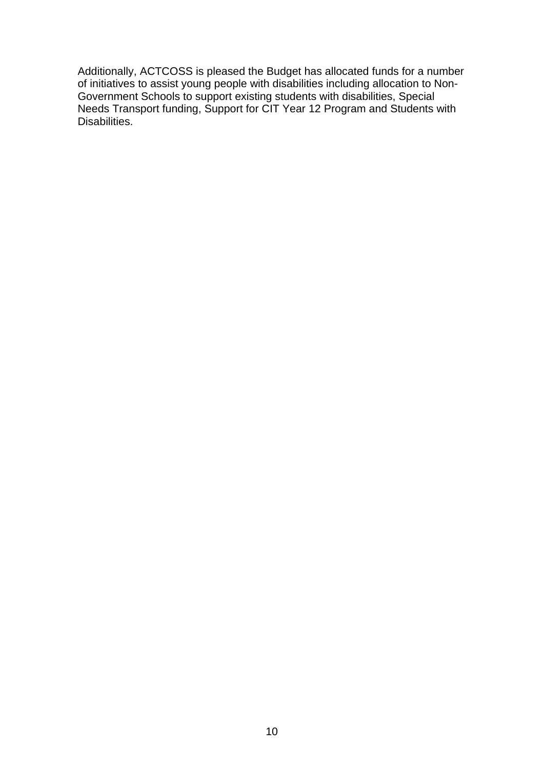Additionally, ACTCOSS is pleased the Budget has allocated funds for a number of initiatives to assist young people with disabilities including allocation to Non-Government Schools to support existing students with disabilities, Special Needs Transport funding, Support for CIT Year 12 Program and Students with Disabilities.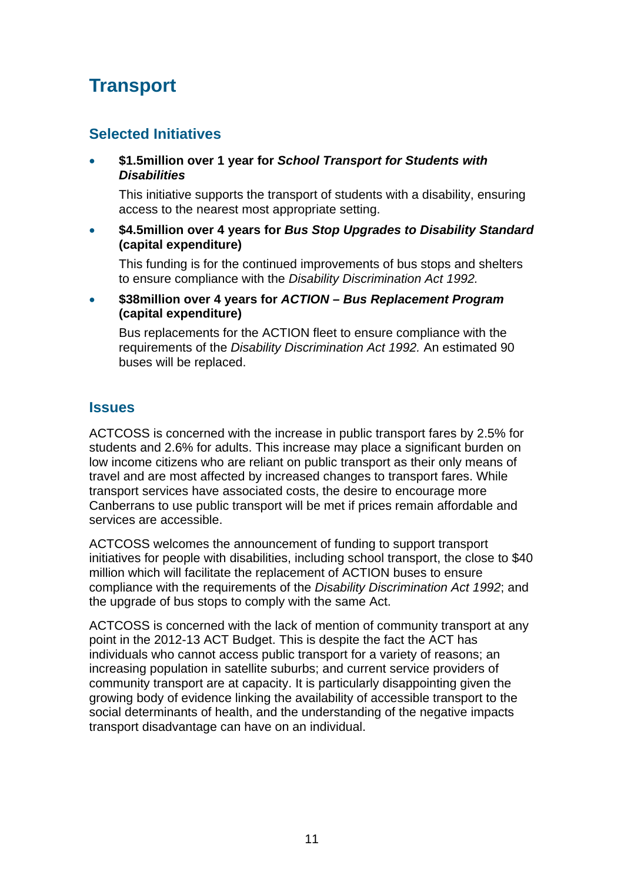# Transport

## Selected Initiatives

- **$1.5million over 1 year for *School Transport for Students with Disabilities***

  This initiative supports the transport of students with a disability, ensuring access to the nearest most appropriate setting.

- **$4.5million over 4 years for *Bus Stop Upgrades to Disability Standard* (capital expenditure)**

  This funding is for the continued improvements of bus stops and shelters to ensure compliance with the *Disability Discrimination Act 1992.*

- **$38million over 4 years for *ACTION – Bus Replacement Program* (capital expenditure)**

  Bus replacements for the ACTION fleet to ensure compliance with the requirements of the *Disability Discrimination Act 1992.* An estimated 90 buses will be replaced.

## Issues

ACTCOSS is concerned with the increase in public transport fares by 2.5% for students and 2.6% for adults. This increase may place a significant burden on low income citizens who are reliant on public transport as their only means of travel and are most affected by increased changes to transport fares. While transport services have associated costs, the desire to encourage more Canberrans to use public transport will be met if prices remain affordable and services are accessible.

ACTCOSS welcomes the announcement of funding to support transport initiatives for people with disabilities, including school transport, the close to $40 million which will facilitate the replacement of ACTION buses to ensure compliance with the requirements of the *Disability Discrimination Act 1992*; and the upgrade of bus stops to comply with the same Act.

ACTCOSS is concerned with the lack of mention of community transport at any point in the 2012-13 ACT Budget. This is despite the fact the ACT has individuals who cannot access public transport for a variety of reasons; an increasing population in satellite suburbs; and current service providers of community transport are at capacity. It is particularly disappointing given the growing body of evidence linking the availability of accessible transport to the social determinants of health, and the understanding of the negative impacts transport disadvantage can have on an individual.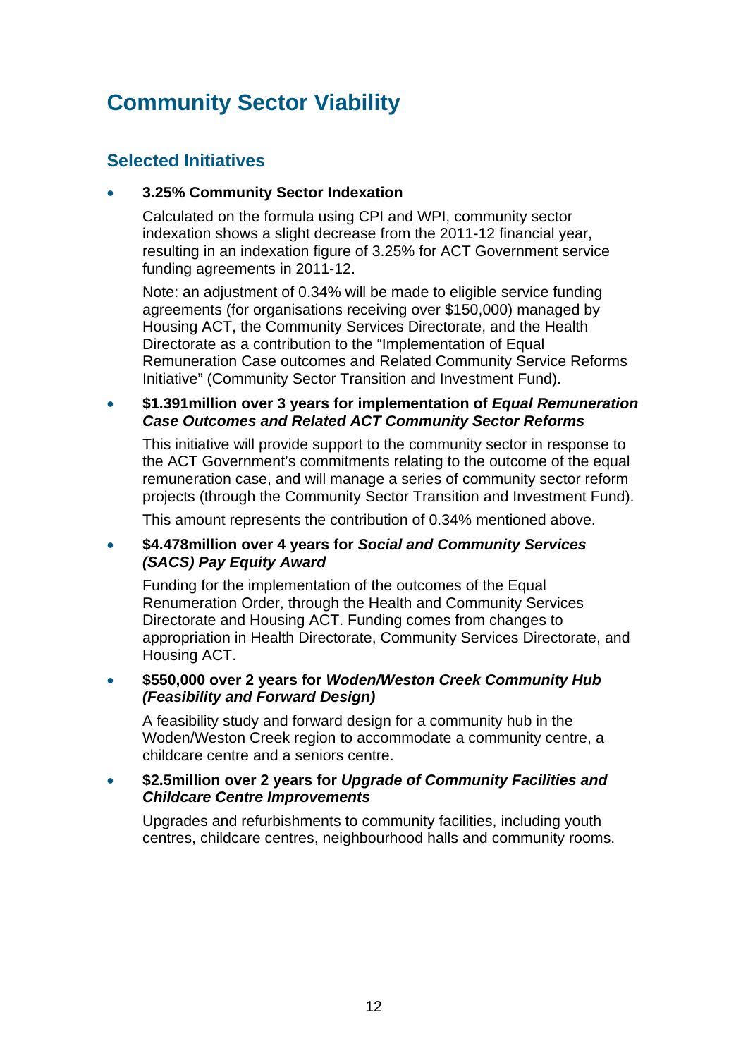# Community Sector Viability

## Selected Initiatives

- **3.25% Community Sector Indexation**

  Calculated on the formula using CPI and WPI, community sector indexation shows a slight decrease from the 2011-12 financial year, resulting in an indexation figure of 3.25% for ACT Government service funding agreements in 2011-12.

  Note: an adjustment of 0.34% will be made to eligible service funding agreements (for organisations receiving over $150,000) managed by Housing ACT, the Community Services Directorate, and the Health Directorate as a contribution to the "Implementation of Equal Remuneration Case outcomes and Related Community Service Reforms Initiative" (Community Sector Transition and Investment Fund).

- **$1.391million over 3 years for implementation of *Equal Remuneration Case Outcomes and Related ACT Community Sector Reforms***

  This initiative will provide support to the community sector in response to the ACT Government's commitments relating to the outcome of the equal remuneration case, and will manage a series of community sector reform projects (through the Community Sector Transition and Investment Fund).

  This amount represents the contribution of 0.34% mentioned above.

- **$4.478million over 4 years for *Social and Community Services (SACS) Pay Equity Award***

  Funding for the implementation of the outcomes of the Equal Renumeration Order, through the Health and Community Services Directorate and Housing ACT. Funding comes from changes to appropriation in Health Directorate, Community Services Directorate, and Housing ACT.

- **$550,000 over 2 years for *Woden/Weston Creek Community Hub (Feasibility and Forward Design)***

  A feasibility study and forward design for a community hub in the Woden/Weston Creek region to accommodate a community centre, a childcare centre and a seniors centre.

- **$2.5million over 2 years for *Upgrade of Community Facilities and Childcare Centre Improvements***

  Upgrades and refurbishments to community facilities, including youth centres, childcare centres, neighbourhood halls and community rooms.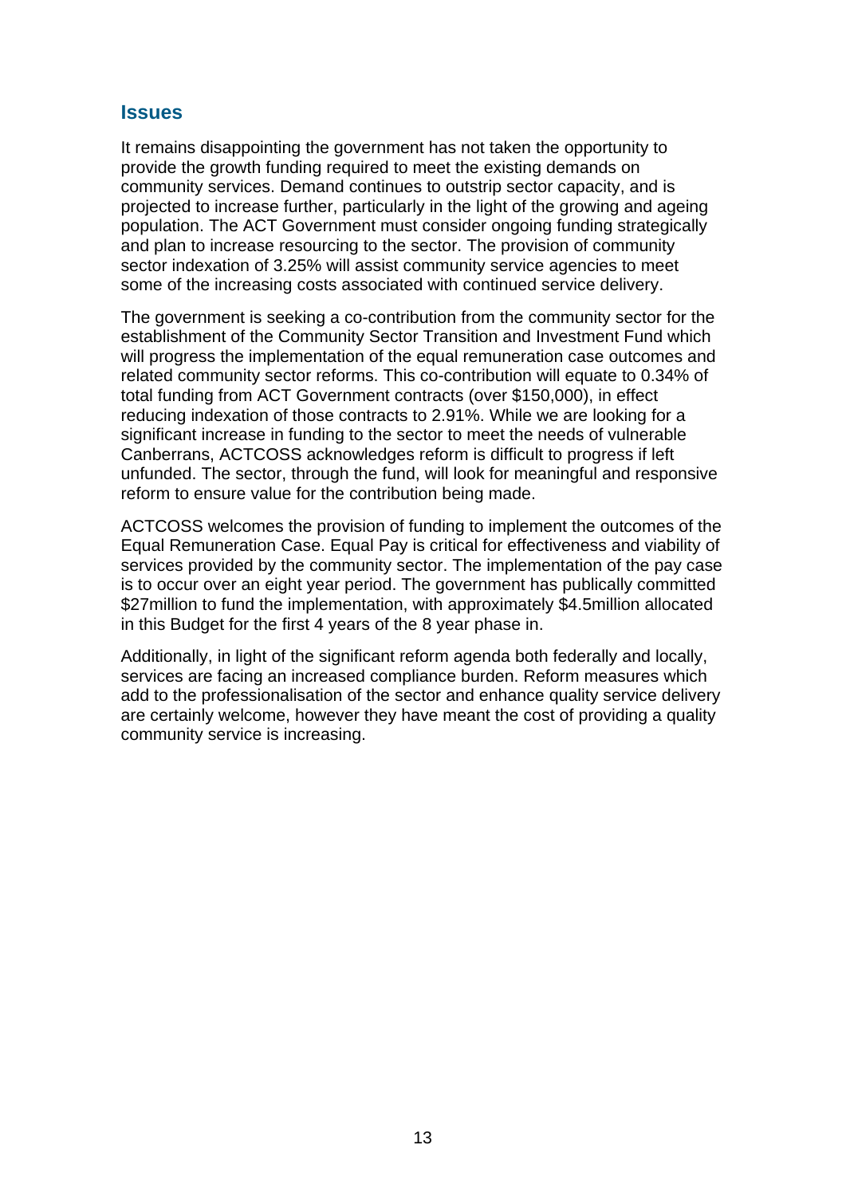## Issues

It remains disappointing the government has not taken the opportunity to provide the growth funding required to meet the existing demands on community services. Demand continues to outstrip sector capacity, and is projected to increase further, particularly in the light of the growing and ageing population. The ACT Government must consider ongoing funding strategically and plan to increase resourcing to the sector. The provision of community sector indexation of 3.25% will assist community service agencies to meet some of the increasing costs associated with continued service delivery.

The government is seeking a co-contribution from the community sector for the establishment of the Community Sector Transition and Investment Fund which will progress the implementation of the equal remuneration case outcomes and related community sector reforms. This co-contribution will equate to 0.34% of total funding from ACT Government contracts (over $150,000), in effect reducing indexation of those contracts to 2.91%. While we are looking for a significant increase in funding to the sector to meet the needs of vulnerable Canberrans, ACTCOSS acknowledges reform is difficult to progress if left unfunded. The sector, through the fund, will look for meaningful and responsive reform to ensure value for the contribution being made.

ACTCOSS welcomes the provision of funding to implement the outcomes of the Equal Remuneration Case. Equal Pay is critical for effectiveness and viability of services provided by the community sector. The implementation of the pay case is to occur over an eight year period. The government has publically committed $27million to fund the implementation, with approximately $4.5million allocated in this Budget for the first 4 years of the 8 year phase in.

Additionally, in light of the significant reform agenda both federally and locally, services are facing an increased compliance burden. Reform measures which add to the professionalisation of the sector and enhance quality service delivery are certainly welcome, however they have meant the cost of providing a quality community service is increasing.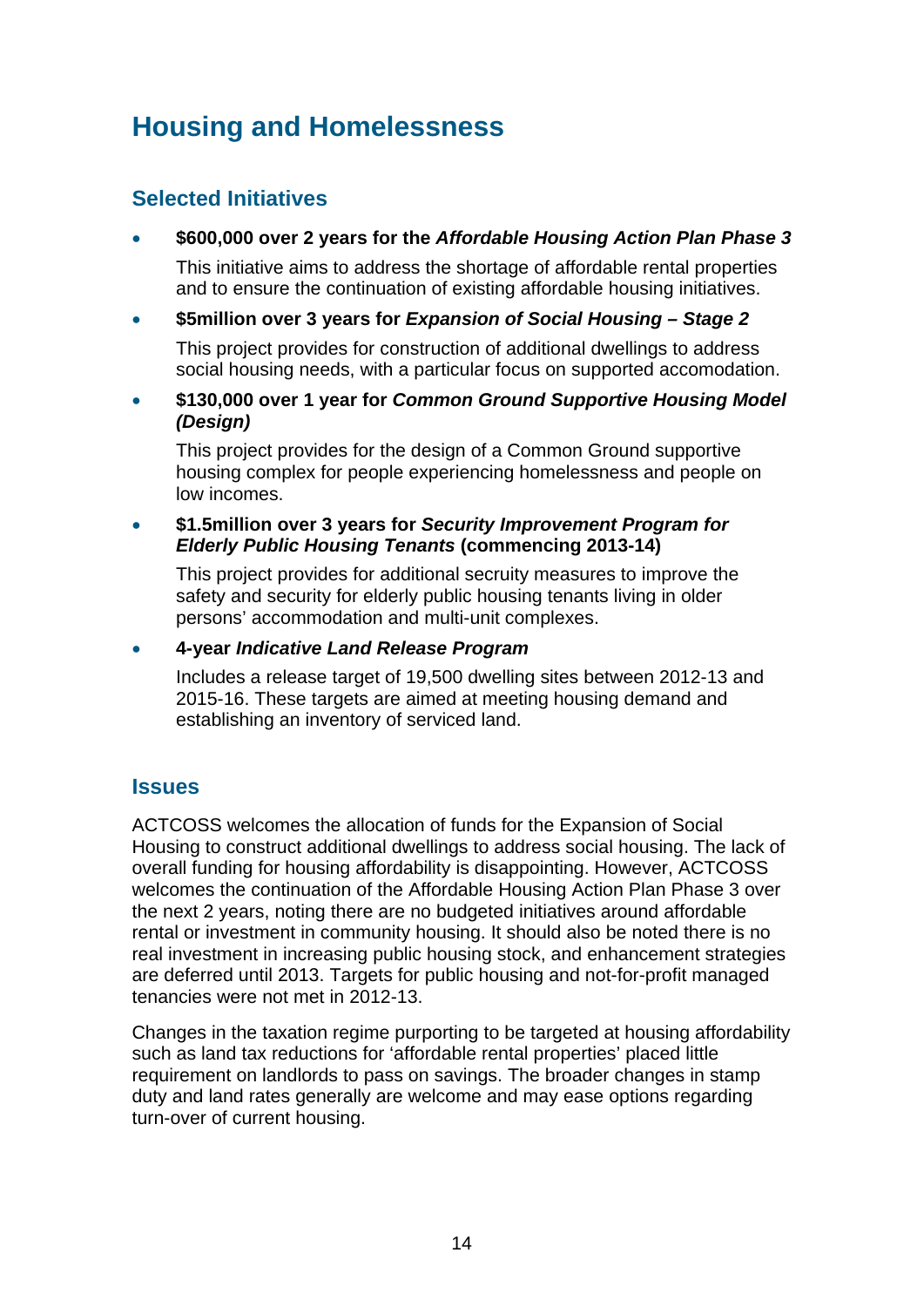# Housing and Homelessness

## Selected Initiatives

- **$600,000 over 2 years for the *Affordable Housing Action Plan Phase 3***

  This initiative aims to address the shortage of affordable rental properties and to ensure the continuation of existing affordable housing initiatives.

- **$5million over 3 years for *Expansion of Social Housing – Stage 2***

  This project provides for construction of additional dwellings to address social housing needs, with a particular focus on supported accomodation.

- **$130,000 over 1 year for *Common Ground Supportive Housing Model (Design)***

  This project provides for the design of a Common Ground supportive housing complex for people experiencing homelessness and people on low incomes.

- **$1.5million over 3 years for *Security Improvement Program for Elderly Public Housing Tenants* (commencing 2013-14)**

  This project provides for additional secruity measures to improve the safety and security for elderly public housing tenants living in older persons' accommodation and multi-unit complexes.

- **4-year *Indicative Land Release Program***

  Includes a release target of 19,500 dwelling sites between 2012-13 and 2015-16. These targets are aimed at meeting housing demand and establishing an inventory of serviced land.

## Issues

ACTCOSS welcomes the allocation of funds for the Expansion of Social Housing to construct additional dwellings to address social housing. The lack of overall funding for housing affordability is disappointing. However, ACTCOSS welcomes the continuation of the Affordable Housing Action Plan Phase 3 over the next 2 years, noting there are no budgeted initiatives around affordable rental or investment in community housing. It should also be noted there is no real investment in increasing public housing stock, and enhancement strategies are deferred until 2013. Targets for public housing and not-for-profit managed tenancies were not met in 2012-13.

Changes in the taxation regime purporting to be targeted at housing affordability such as land tax reductions for 'affordable rental properties' placed little requirement on landlords to pass on savings. The broader changes in stamp duty and land rates generally are welcome and may ease options regarding turn-over of current housing.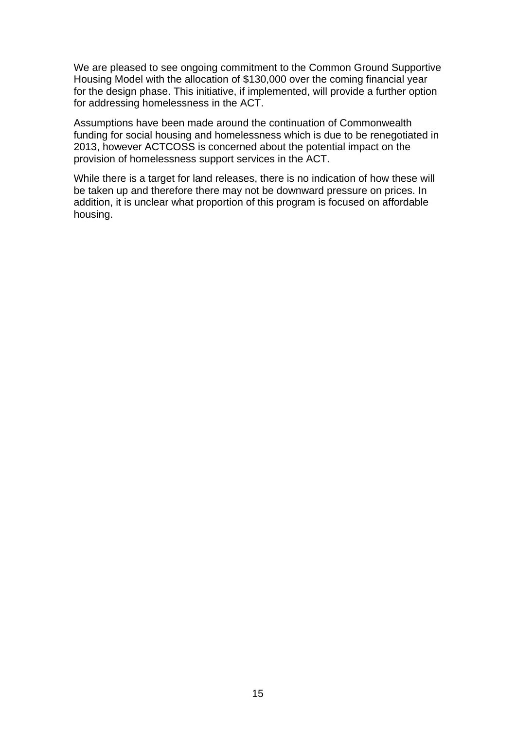We are pleased to see ongoing commitment to the Common Ground Supportive Housing Model with the allocation of $130,000 over the coming financial year for the design phase. This initiative, if implemented, will provide a further option for addressing homelessness in the ACT.

Assumptions have been made around the continuation of Commonwealth funding for social housing and homelessness which is due to be renegotiated in 2013, however ACTCOSS is concerned about the potential impact on the provision of homelessness support services in the ACT.

While there is a target for land releases, there is no indication of how these will be taken up and therefore there may not be downward pressure on prices. In addition, it is unclear what proportion of this program is focused on affordable housing.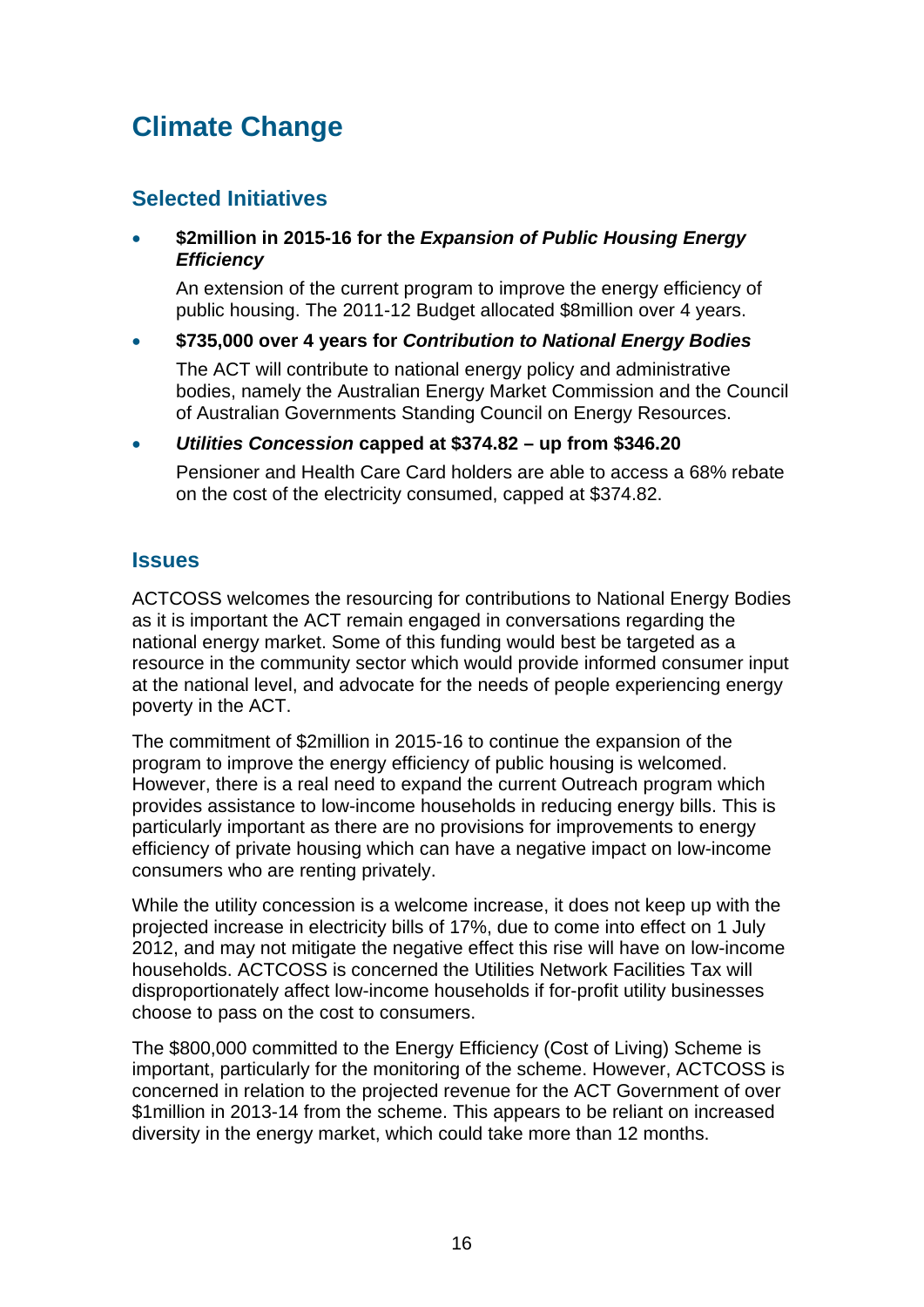# Climate Change

## Selected Initiatives

- **$2million in 2015-16 for the *Expansion of Public Housing Energy Efficiency***

  An extension of the current program to improve the energy efficiency of public housing. The 2011-12 Budget allocated $8million over 4 years.

- **$735,000 over 4 years for *Contribution to National Energy Bodies***

  The ACT will contribute to national energy policy and administrative bodies, namely the Australian Energy Market Commission and the Council of Australian Governments Standing Council on Energy Resources.

- ***Utilities Concession* capped at $374.82 – up from $346.20**

  Pensioner and Health Care Card holders are able to access a 68% rebate on the cost of the electricity consumed, capped at $374.82.

## Issues

ACTCOSS welcomes the resourcing for contributions to National Energy Bodies as it is important the ACT remain engaged in conversations regarding the national energy market. Some of this funding would best be targeted as a resource in the community sector which would provide informed consumer input at the national level, and advocate for the needs of people experiencing energy poverty in the ACT.

The commitment of $2million in 2015-16 to continue the expansion of the program to improve the energy efficiency of public housing is welcomed. However, there is a real need to expand the current Outreach program which provides assistance to low-income households in reducing energy bills. This is particularly important as there are no provisions for improvements to energy efficiency of private housing which can have a negative impact on low-income consumers who are renting privately.

While the utility concession is a welcome increase, it does not keep up with the projected increase in electricity bills of 17%, due to come into effect on 1 July 2012, and may not mitigate the negative effect this rise will have on low-income households. ACTCOSS is concerned the Utilities Network Facilities Tax will disproportionately affect low-income households if for-profit utility businesses choose to pass on the cost to consumers.

The $800,000 committed to the Energy Efficiency (Cost of Living) Scheme is important, particularly for the monitoring of the scheme. However, ACTCOSS is concerned in relation to the projected revenue for the ACT Government of over $1million in 2013-14 from the scheme. This appears to be reliant on increased diversity in the energy market, which could take more than 12 months.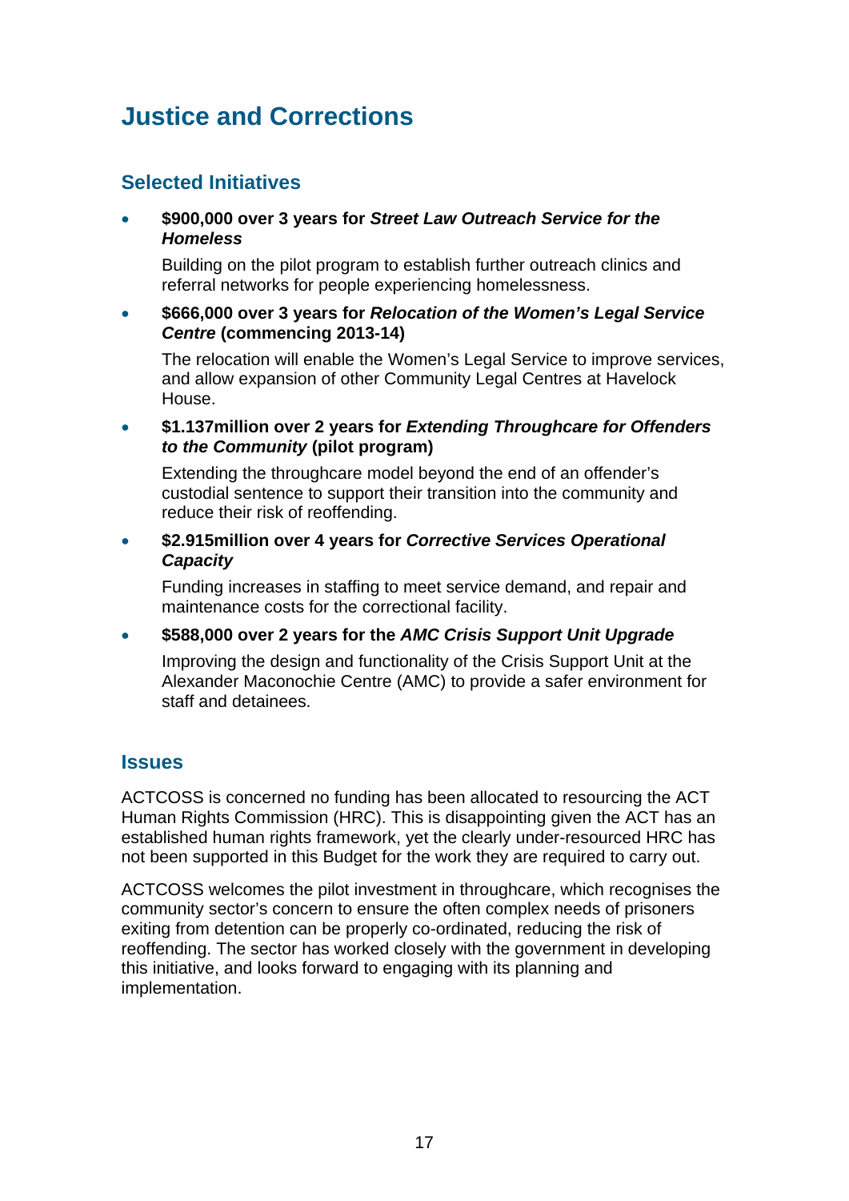# Justice and Corrections

## Selected Initiatives

- **$900,000 over 3 years for *Street Law Outreach Service for the Homeless***

  Building on the pilot program to establish further outreach clinics and referral networks for people experiencing homelessness.

- **$666,000 over 3 years for *Relocation of the Women's Legal Service Centre* (commencing 2013-14)**

  The relocation will enable the Women's Legal Service to improve services, and allow expansion of other Community Legal Centres at Havelock House.

- **$1.137million over 2 years for *Extending Throughcare for Offenders to the Community* (pilot program)**

  Extending the throughcare model beyond the end of an offender's custodial sentence to support their transition into the community and reduce their risk of reoffending.

- **$2.915million over 4 years for *Corrective Services Operational Capacity***

  Funding increases in staffing to meet service demand, and repair and maintenance costs for the correctional facility.

- **$588,000 over 2 years for the *AMC Crisis Support Unit Upgrade***

  Improving the design and functionality of the Crisis Support Unit at the Alexander Maconochie Centre (AMC) to provide a safer environment for staff and detainees.

## Issues

ACTCOSS is concerned no funding has been allocated to resourcing the ACT Human Rights Commission (HRC). This is disappointing given the ACT has an established human rights framework, yet the clearly under-resourced HRC has not been supported in this Budget for the work they are required to carry out.

ACTCOSS welcomes the pilot investment in throughcare, which recognises the community sector's concern to ensure the often complex needs of prisoners exiting from detention can be properly co-ordinated, reducing the risk of reoffending. The sector has worked closely with the government in developing this initiative, and looks forward to engaging with its planning and implementation.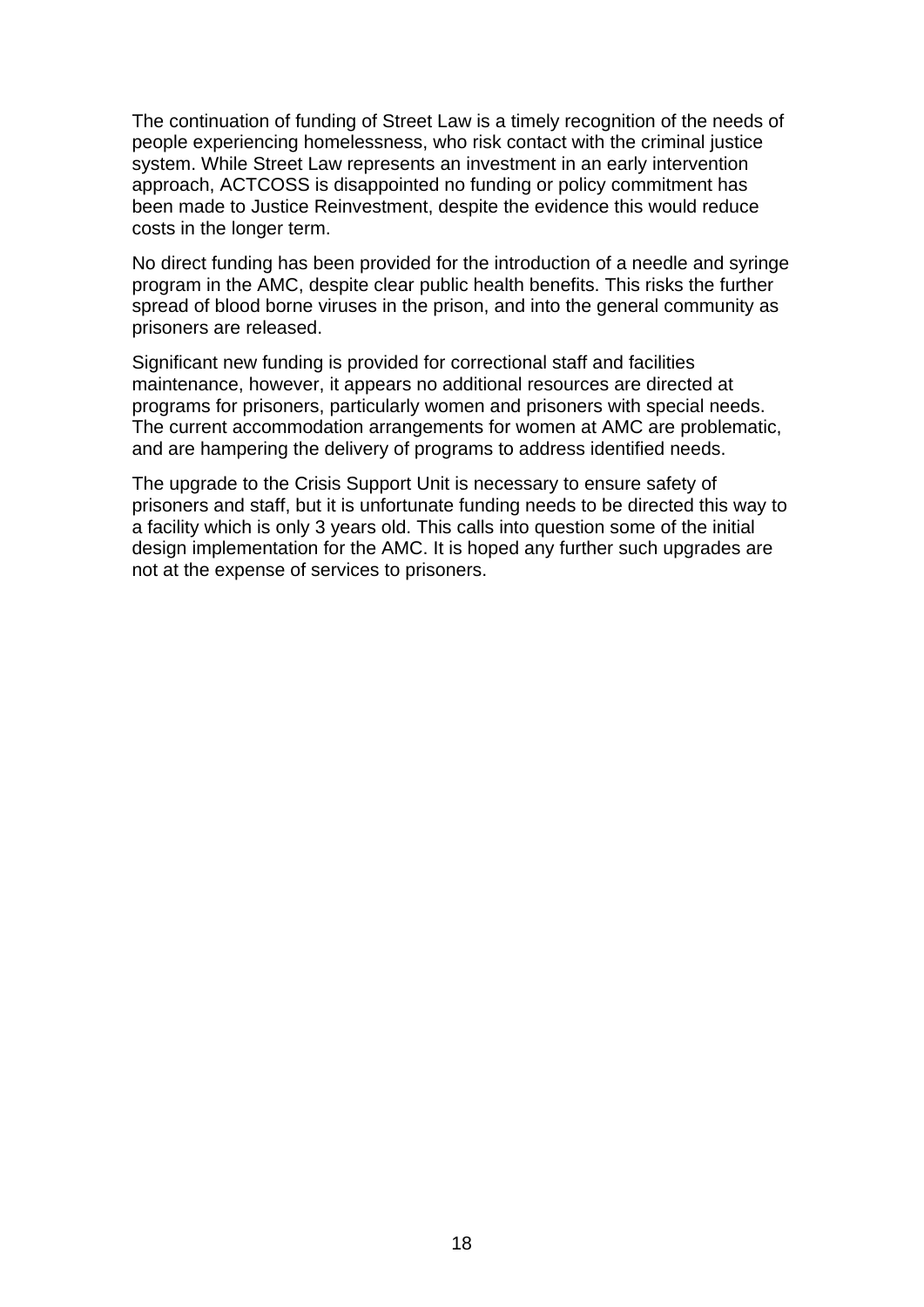The continuation of funding of Street Law is a timely recognition of the needs of people experiencing homelessness, who risk contact with the criminal justice system. While Street Law represents an investment in an early intervention approach, ACTCOSS is disappointed no funding or policy commitment has been made to Justice Reinvestment, despite the evidence this would reduce costs in the longer term.

No direct funding has been provided for the introduction of a needle and syringe program in the AMC, despite clear public health benefits. This risks the further spread of blood borne viruses in the prison, and into the general community as prisoners are released.

Significant new funding is provided for correctional staff and facilities maintenance, however, it appears no additional resources are directed at programs for prisoners, particularly women and prisoners with special needs. The current accommodation arrangements for women at AMC are problematic, and are hampering the delivery of programs to address identified needs.

The upgrade to the Crisis Support Unit is necessary to ensure safety of prisoners and staff, but it is unfortunate funding needs to be directed this way to a facility which is only 3 years old. This calls into question some of the initial design implementation for the AMC. It is hoped any further such upgrades are not at the expense of services to prisoners.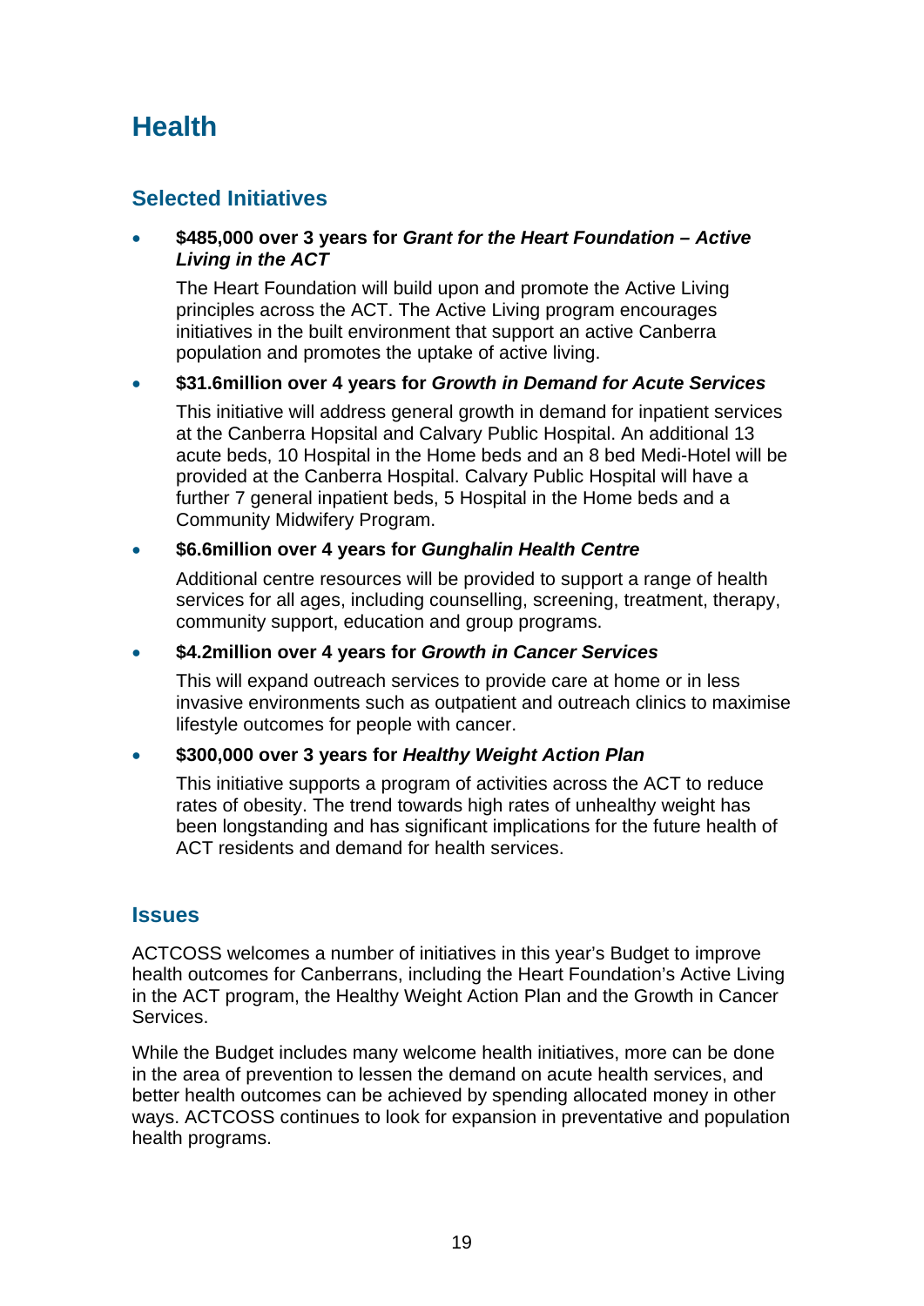# Health

## Selected Initiatives

- **$485,000 over 3 years for *Grant for the Heart Foundation – Active Living in the ACT***

  The Heart Foundation will build upon and promote the Active Living principles across the ACT. The Active Living program encourages initiatives in the built environment that support an active Canberra population and promotes the uptake of active living.

- **$31.6million over 4 years for *Growth in Demand for Acute Services***

  This initiative will address general growth in demand for inpatient services at the Canberra Hospital and Calvary Public Hospital. An additional 13 acute beds, 10 Hospital in the Home beds and an 8 bed Medi-Hotel will be provided at the Canberra Hospital. Calvary Public Hospital will have a further 7 general inpatient beds, 5 Hospital in the Home beds and a Community Midwifery Program.

- **$6.6million over 4 years for *Gunghalin Health Centre***

  Additional centre resources will be provided to support a range of health services for all ages, including counselling, screening, treatment, therapy, community support, education and group programs.

- **$4.2million over 4 years for *Growth in Cancer Services***

  This will expand outreach services to provide care at home or in less invasive environments such as outpatient and outreach clinics to maximise lifestyle outcomes for people with cancer.

- **$300,000 over 3 years for *Healthy Weight Action Plan***

  This initiative supports a program of activities across the ACT to reduce rates of obesity. The trend towards high rates of unhealthy weight has been longstanding and has significant implications for the future health of ACT residents and demand for health services.

## Issues

ACTCOSS welcomes a number of initiatives in this year's Budget to improve health outcomes for Canberrans, including the Heart Foundation's Active Living in the ACT program, the Healthy Weight Action Plan and the Growth in Cancer Services.

While the Budget includes many welcome health initiatives, more can be done in the area of prevention to lessen the demand on acute health services, and better health outcomes can be achieved by spending allocated money in other ways. ACTCOSS continues to look for expansion in preventative and population health programs.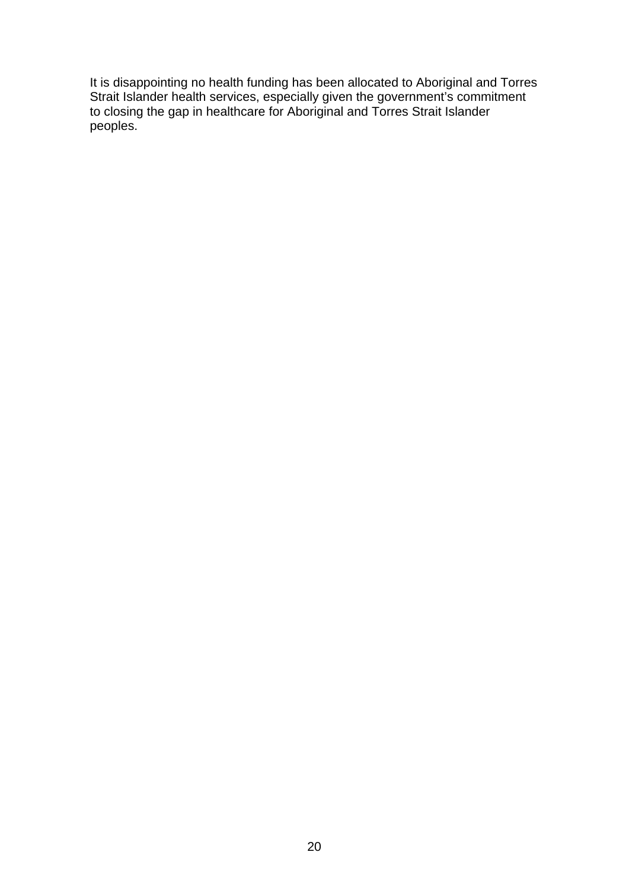It is disappointing no health funding has been allocated to Aboriginal and Torres Strait Islander health services, especially given the government's commitment to closing the gap in healthcare for Aboriginal and Torres Strait Islander peoples.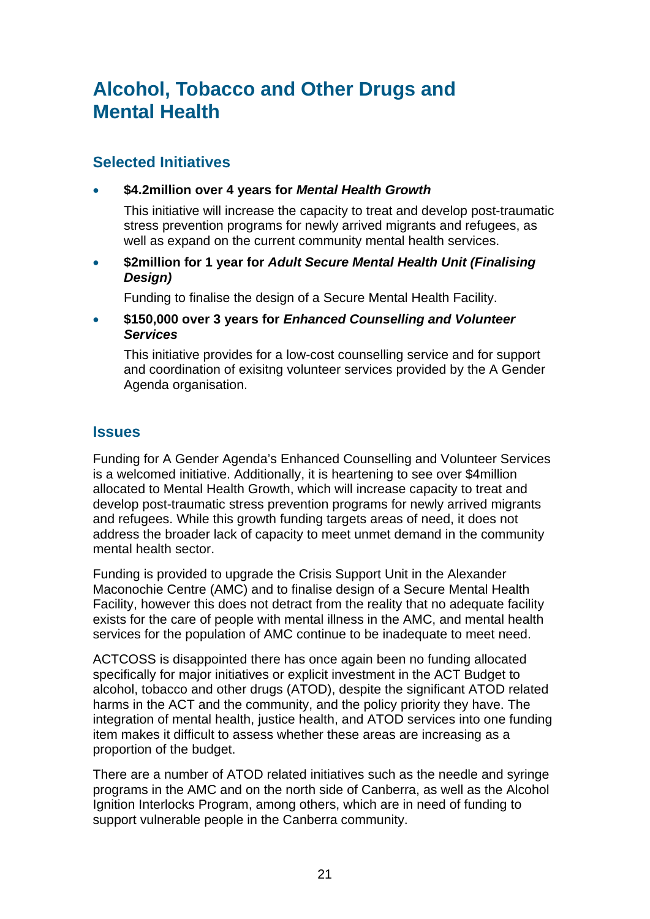# Alcohol, Tobacco and Other Drugs and Mental Health

## Selected Initiatives

- **$4.2million over 4 years for *Mental Health Growth***

  This initiative will increase the capacity to treat and develop post-traumatic stress prevention programs for newly arrived migrants and refugees, as well as expand on the current community mental health services.

- **$2million for 1 year for *Adult Secure Mental Health Unit (Finalising Design)***

  Funding to finalise the design of a Secure Mental Health Facility.

- **$150,000 over 3 years for *Enhanced Counselling and Volunteer Services***

  This initiative provides for a low-cost counselling service and for support and coordination of exisitng volunteer services provided by the A Gender Agenda organisation.

## Issues

Funding for A Gender Agenda's Enhanced Counselling and Volunteer Services is a welcomed initiative. Additionally, it is heartening to see over $4million allocated to Mental Health Growth, which will increase capacity to treat and develop post-traumatic stress prevention programs for newly arrived migrants and refugees. While this growth funding targets areas of need, it does not address the broader lack of capacity to meet unmet demand in the community mental health sector.

Funding is provided to upgrade the Crisis Support Unit in the Alexander Maconochie Centre (AMC) and to finalise design of a Secure Mental Health Facility, however this does not detract from the reality that no adequate facility exists for the care of people with mental illness in the AMC, and mental health services for the population of AMC continue to be inadequate to meet need.

ACTCOSS is disappointed there has once again been no funding allocated specifically for major initiatives or explicit investment in the ACT Budget to alcohol, tobacco and other drugs (ATOD), despite the significant ATOD related harms in the ACT and the community, and the policy priority they have. The integration of mental health, justice health, and ATOD services into one funding item makes it difficult to assess whether these areas are increasing as a proportion of the budget.

There are a number of ATOD related initiatives such as the needle and syringe programs in the AMC and on the north side of Canberra, as well as the Alcohol Ignition Interlocks Program, among others, which are in need of funding to support vulnerable people in the Canberra community.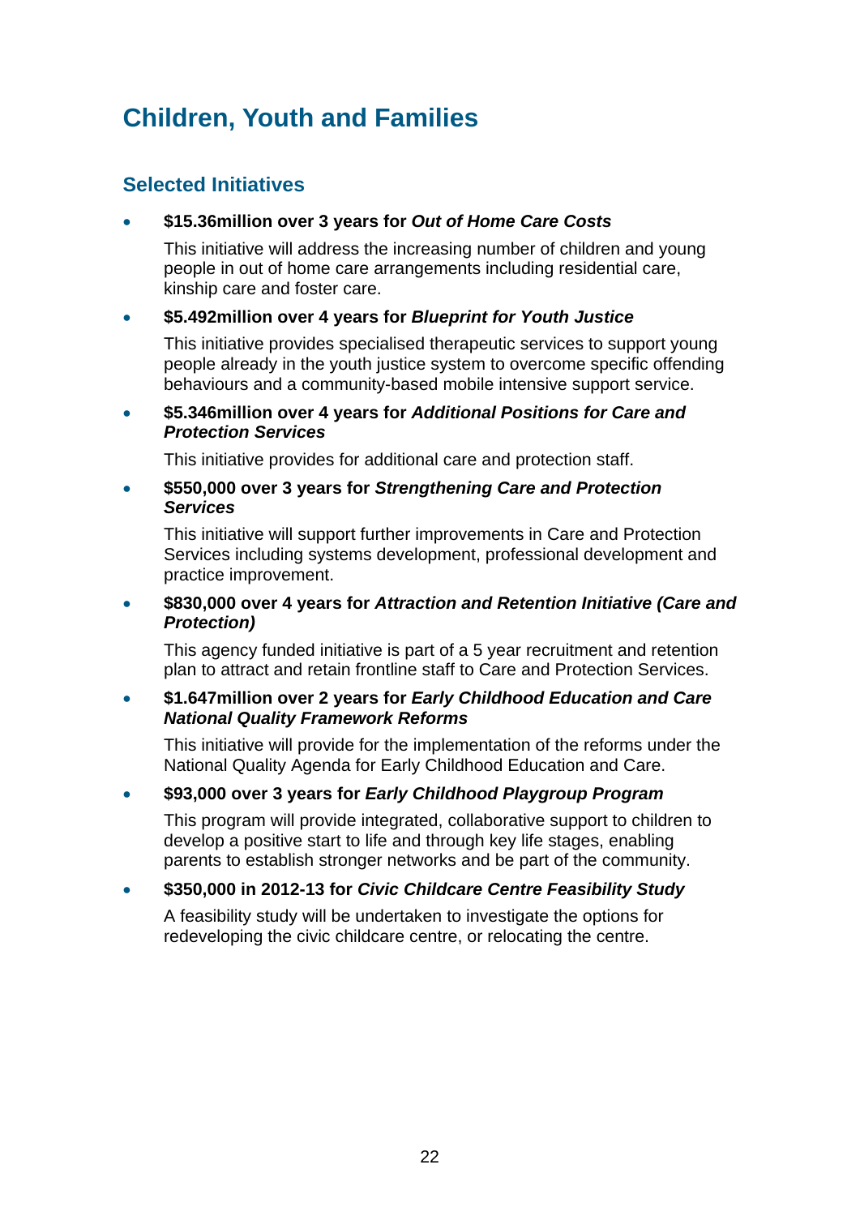# Children, Youth and Families

## Selected Initiatives

- **$15.36million over 3 years for *Out of Home Care Costs***

  This initiative will address the increasing number of children and young people in out of home care arrangements including residential care, kinship care and foster care.

- **$5.492million over 4 years for *Blueprint for Youth Justice***

  This initiative provides specialised therapeutic services to support young people already in the youth justice system to overcome specific offending behaviours and a community-based mobile intensive support service.

- **$5.346million over 4 years for *Additional Positions for Care and Protection Services***

  This initiative provides for additional care and protection staff.

- **$550,000 over 3 years for *Strengthening Care and Protection Services***

  This initiative will support further improvements in Care and Protection Services including systems development, professional development and practice improvement.

- **$830,000 over 4 years for *Attraction and Retention Initiative (Care and Protection)***

  This agency funded initiative is part of a 5 year recruitment and retention plan to attract and retain frontline staff to Care and Protection Services.

- **$1.647million over 2 years for *Early Childhood Education and Care National Quality Framework Reforms***

  This initiative will provide for the implementation of the reforms under the National Quality Agenda for Early Childhood Education and Care.

- **$93,000 over 3 years for *Early Childhood Playgroup Program***

  This program will provide integrated, collaborative support to children to develop a positive start to life and through key life stages, enabling parents to establish stronger networks and be part of the community.

- **$350,000 in 2012-13 for *Civic Childcare Centre Feasibility Study***

  A feasibility study will be undertaken to investigate the options for redeveloping the civic childcare centre, or relocating the centre.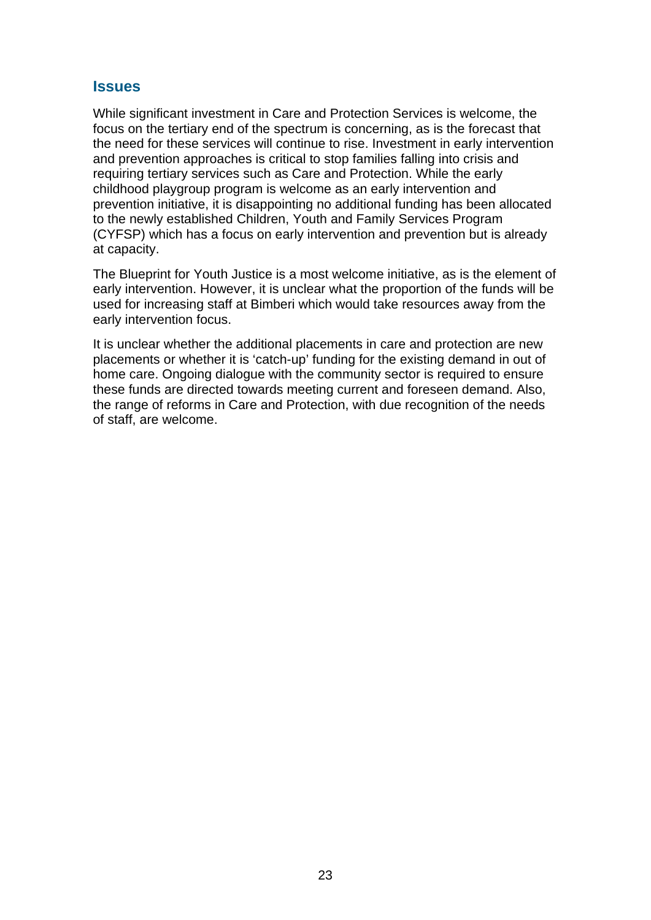## Issues

While significant investment in Care and Protection Services is welcome, the focus on the tertiary end of the spectrum is concerning, as is the forecast that the need for these services will continue to rise. Investment in early intervention and prevention approaches is critical to stop families falling into crisis and requiring tertiary services such as Care and Protection. While the early childhood playgroup program is welcome as an early intervention and prevention initiative, it is disappointing no additional funding has been allocated to the newly established Children, Youth and Family Services Program (CYFSP) which has a focus on early intervention and prevention but is already at capacity.

The Blueprint for Youth Justice is a most welcome initiative, as is the element of early intervention. However, it is unclear what the proportion of the funds will be used for increasing staff at Bimberi which would take resources away from the early intervention focus.

It is unclear whether the additional placements in care and protection are new placements or whether it is 'catch-up' funding for the existing demand in out of home care. Ongoing dialogue with the community sector is required to ensure these funds are directed towards meeting current and foreseen demand. Also, the range of reforms in Care and Protection, with due recognition of the needs of staff, are welcome.